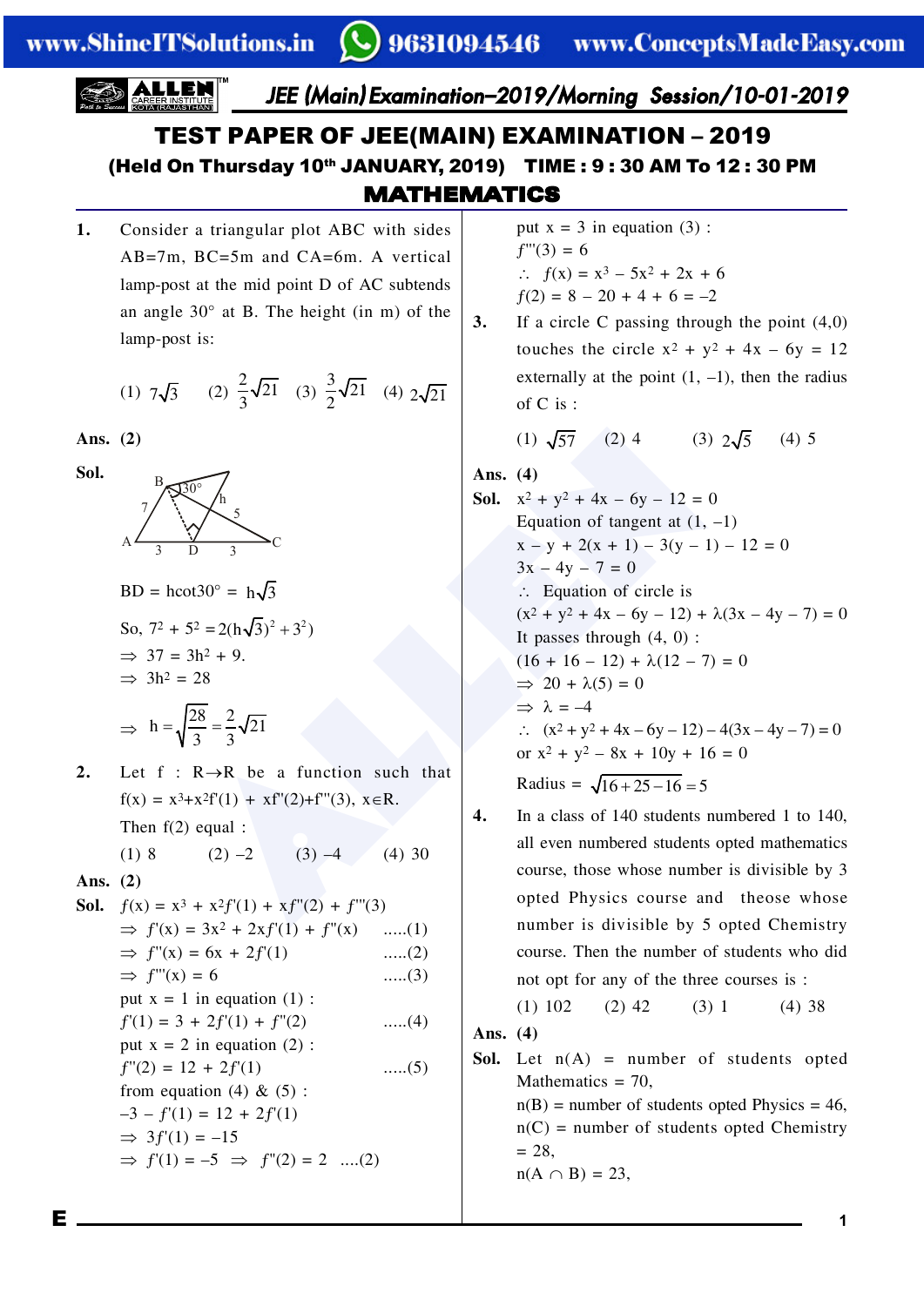# TEST PAPER OF JEE(MAIN) EXAMINATION – 2019

**(Held On Thursday 10th JANUARY, 2019) TIME : 9 : 30 AM To 12 : 30 PM**

## MATHEMATICS

**1.** Consider a triangular plot ABC with sides AB=7m, BC=5m and CA=6m. A vertical lamp-post at the mid point D of AC subtends an angle 30° at B. The height (in m) of the lamp-post is:

(1) $7\sqrt{3}$ (2) $\frac{2}{3}\sqrt{21}$ (3) $\frac{3}{2}\sqrt{21}$ (4) $2\sqrt{21}$

**Ans. (2)**

**Sol.**

BD = hcot30° = $h\sqrt{3}$

So, $7^2 + 5^2 = 2((h\sqrt{3})^2 + 3^2)$

$\Rightarrow 37 = 3h^2 + 9.$

$\Rightarrow 3h^2 = 28$

$\Rightarrow h = \sqrt{\frac{28}{3}} = \frac{2}{3}\sqrt{21}$

**2.** Let $f : R \to R$ be a function such that $f(x) = x^3 + x^2 f'(1) + x f''(2) + f'''(3), x \in R$. Then $f(2)$ equal :

(1) 8 (2) –2 (3) –4 (4) 30

**Ans. (2)**

**Sol.** $f(x) = x^3 + x^2 f'(1) + x f''(2) + f'''(3)$

$\Rightarrow f'(x) = 3x^2 + 2x f'(1) + f''(x)$ .....(1)

$\Rightarrow f''(x) = 6x + 2f'(1)$ .....(2)

$\Rightarrow f'''(x) = 6$ .....(3)

put x = 1 in equation (1) :

$f'(1) = 3 + 2f'(1) + f''(2)$ .....(4)

put x = 2 in equation (2) :

$f''(2) = 12 + 2f'(1)$ .....(5)

from equation (4) & (5) :

$-3 - f'(1) = 12 + 2f'(1)$

$\Rightarrow 3f'(1) = -15$

$\Rightarrow f'(1) = -5 \Rightarrow f''(2) = 2$ ....(2)

put x = 3 in equation (3) :

$f'''(3) = 6$

$\therefore f(x) = x^3 - 5x^2 + 2x + 6$

$f(2) = 8 - 20 + 4 + 6 = -2$

**3.** If a circle C passing through the point (4,0) touches the circle $x^2 + y^2 + 4x - 6y = 12$ externally at the point (1, –1), then the radius of C is :

(1) $\sqrt{57}$ (2) 4 (3) $2\sqrt{5}$ (4) 5

**Ans. (4)**

**Sol.** $x^2 + y^2 + 4x - 6y - 12 = 0$

Equation of tangent at (1, –1)

$x - y + 2(x + 1) - 3(y - 1) - 12 = 0$

$3x - 4y - 7 = 0$

$\therefore$ Equation of circle is

$(x^2 + y^2 + 4x - 6y - 12) + \lambda(3x - 4y - 7) = 0$

It passes through (4, 0) :

$(16 + 16 - 12) + \lambda(12 - 7) = 0$

$\Rightarrow 20 + \lambda(5) = 0$

$\Rightarrow \lambda = -4$

$\therefore (x^2 + y^2 + 4x - 6y - 12) - 4(3x - 4y - 7) = 0$

or $x^2 + y^2 - 8x + 10y + 16 = 0$

Radius = $\sqrt{16 + 25 - 16} = 5$

**4.** In a class of 140 students numbered 1 to 140, all even numbered students opted mathematics course, those whose number is divisible by 3 opted Physics course and theose whose number is divisible by 5 opted Chemistry course. Then the number of students who did not opt for any of the three courses is :

(1) 102 (2) 42 (3) 1 (4) 38

**Ans. (4)**

**Sol.** Let n(A) = number of students opted Mathematics = 70,

n(B) = number of students opted Physics = 46,

n(C) = number of students opted Chemistry = 28,

$n(A \cap B) = 23,$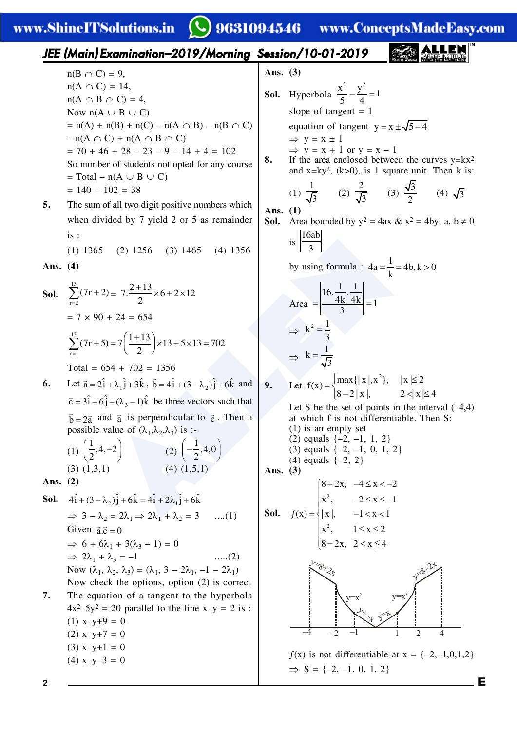n(B ∩ C) = 9,
n(A ∩ C) = 14,
n(A ∩ B ∩ C) = 4,
Now n(A ∪ B ∪ C)
= n(A) + n(B) + n(C) – n(A ∩ B) – n(B ∩ C) – n(A ∩ C) + n(A ∩ B ∩ C)
= 70 + 46 + 28 – 23 – 9 – 14 + 4 = 102
So number of students not opted for any course
= Total – n(A ∪ B ∪ C)
= 140 – 102 = 38

**5.** The sum of all two digit positive numbers which when divided by 7 yield 2 or 5 as remainder is :

(1) 1365 (2) 1256 (3) 1465 (4) 1356

**Ans. (4)**

**Sol.** $\sum_{r=2}^{13}(7r+2) = 7.\frac{2+13}{2}\times 6+2\times 12$

= 7 × 90 + 24 = 654

$\sum_{r=1}^{13}(7r+5) = 7\left(\frac{1+13}{2}\right)\times 13+5\times 13 = 702$

Total = 654 + 702 = 1356

**6.** Let $\vec{a} = 2\hat{i}+\lambda_1\hat{j}+3\hat{k}$, $\vec{b} = 4\hat{i}+(3-\lambda_2)\hat{j}+6\hat{k}$ and $\vec{c} = 3\hat{i}+6\hat{j}+(\lambda_3-1)\hat{k}$ be three vectors such that $\vec{b} = 2\vec{a}$ and $\vec{a}$ is perpendicular to $\vec{c}$. Then a possible value of $(\lambda_1,\lambda_2,\lambda_3)$ is :-

(1) $\left(\frac{1}{2},4,-2\right)$ (2) $\left(-\frac{1}{2},4,0\right)$

(3) (1,3,1) (4) (1,5,1)

**Ans. (2)**

**Sol.** $4\hat{i}+(3-\lambda_2)\hat{j}+6\hat{k} = 4\hat{i}+2\lambda_1\hat{j}+6\hat{k}$

⇒ $3 - \lambda_2 = 2\lambda_1 \Rightarrow 2\lambda_1 + \lambda_2 = 3$ ....(1)

Given $\vec{a}.\vec{c} = 0$

⇒ $6 + 6\lambda_1 + 3(\lambda_3 - 1) = 0$

⇒ $2\lambda_1 + \lambda_3 = -1$ .....(2)

Now $(\lambda_1, \lambda_2, \lambda_3) = (\lambda_1, 3 - 2\lambda_1, -1 - 2\lambda_1)$

Now check the options, option (2) is correct

**7.** The equation of a tangent to the hyperbola $4x^2-5y^2 = 20$ parallel to the line x–y = 2 is :

(1) x–y+9 = 0
(2) x–y+7 = 0
(3) x–y+1 = 0
(4) x–y–3 = 0

**Ans. (3)**

**Sol.** Hyperbola $\frac{x^2}{5}-\frac{y^2}{4}=1$

slope of tangent = 1

equation of tangent $y = x\pm\sqrt{5-4}$

⇒ y = x ± 1

⇒ y = x + 1 or y = x – 1

**8.** If the area enclosed between the curves $y=kx^2$ and $x=ky^2$, (k>0), is 1 square unit. Then k is:

(1) $\frac{1}{\sqrt{3}}$ (2) $\frac{2}{\sqrt{3}}$ (3) $\frac{\sqrt{3}}{2}$ (4) $\sqrt{3}$

**Ans. (1)**

**Sol.** Area bounded by $y^2 = 4ax$ & $x^2 = 4by$, a, b ≠ 0

is $\left|\frac{16ab}{3}\right|$

by using formula : $4a = \frac{1}{k} = 4b, k > 0$

Area $= \left|\frac{16.\frac{1}{4k}.\frac{1}{4k}}{3}\right| = 1$

⇒ $k^2 = \frac{1}{3}$

⇒ $k = \frac{1}{\sqrt{3}}$

**9.** Let $f(x) = \begin{cases}\max\{|x|,x^2\}, & |x|\le 2\\ 8-2|x|, & 2<|x|\le 4\end{cases}$

Let S be the set of points in the interval (–4,4) at which f is not differentiable. Then S:

(1) is an empty set
(2) equals {–2, –1, 1, 2}
(3) equals {–2, –1, 0, 1, 2}
(4) equals {–2, 2}

**Ans. (3)**

**Sol.** $f(x) = \begin{cases}8+2x, & -4\le x<-2\\ x^2, & -2\le x\le -1\\ |x|, & -1<x<1\\ x^2, & 1\le x\le 2\\ 8-2x, & 2<x\le 4\end{cases}$

$f(x)$ is not differentiable at x = {–2,–1,0,1,2}

⇒ S = {–2, –1, 0, 1, 2}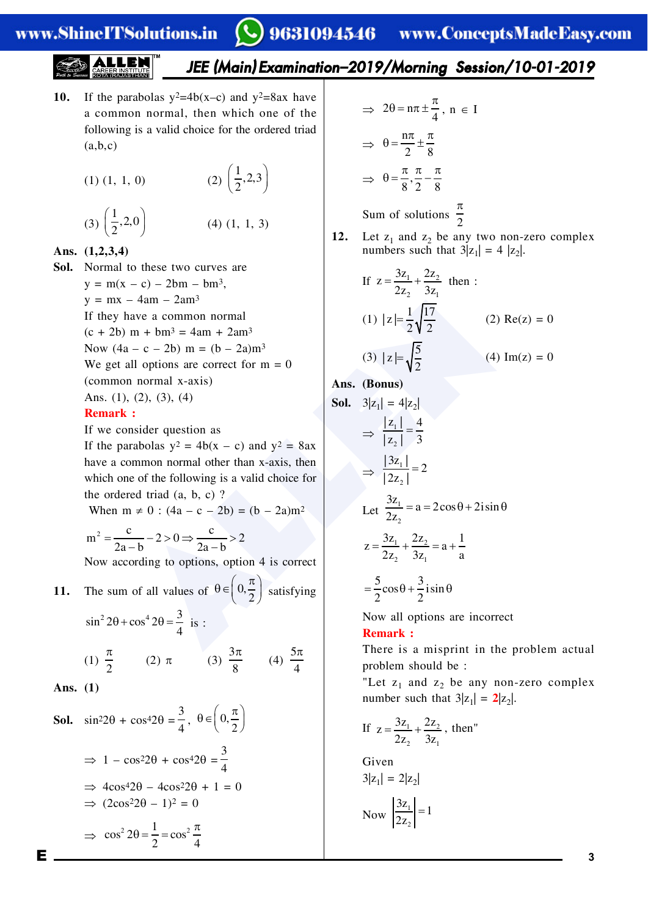**10.** If the parabolas $y^2=4b(x-c)$ and $y^2=8ax$ have a common normal, then which one of the following is a valid choice for the ordered triad (a,b,c)

(1) (1, 1, 0) (2) $\left(\frac{1}{2},2,3\right)$

(3) $\left(\frac{1}{2},2,0\right)$ (4) (1, 1, 3)

**Ans. (1,2,3,4)**

**Sol.** Normal to these two curves are

$y = m(x - c) - 2bm - bm^3$,

$y = mx - 4am - 2am^3$

If they have a common normal

$(c + 2b) m + bm^3 = 4am + 2am^3$

Now $(4a - c - 2b) m = (b - 2a)m^3$

We get all options are correct for m = 0 (common normal x-axis)

Ans. (1), (2), (3), (4)

**Remark :**

If we consider question as

If the parabolas $y^2 = 4b(x - c)$ and $y^2 = 8ax$ have a common normal other than x-axis, then which one of the following is a valid choice for the ordered triad (a, b, c) ?

When $m \neq 0$ : $(4a - c - 2b) = (b - 2a)m^2$

$$m^2 = \frac{c}{2a-b} - 2 > 0 \Rightarrow \frac{c}{2a-b} > 2$$

Now according to options, option 4 is correct

**11.** The sum of all values of $\theta \in \left(0,\frac{\pi}{2}\right)$ satisfying $\sin^2 2\theta + \cos^4 2\theta = \frac{3}{4}$ is :

(1) $\frac{\pi}{2}$ (2) $\pi$ (3) $\frac{3\pi}{8}$ (4) $\frac{5\pi}{4}$

**Ans. (1)**

**Sol.** $\sin^2 2\theta + \cos^4 2\theta = \frac{3}{4}$, $\theta \in \left(0,\frac{\pi}{2}\right)$

$\Rightarrow 1 - \cos^2 2\theta + \cos^4 2\theta = \frac{3}{4}$

$\Rightarrow 4\cos^4 2\theta - 4\cos^2 2\theta + 1 = 0$

$\Rightarrow (2\cos^2 2\theta - 1)^2 = 0$

$\Rightarrow \cos^2 2\theta = \frac{1}{2} = \cos^2\frac{\pi}{4}$

$\Rightarrow 2\theta = n\pi \pm \frac{\pi}{4}$, $n \in I$

$\Rightarrow \theta = \frac{n\pi}{2} \pm \frac{\pi}{8}$

$\Rightarrow \theta = \frac{\pi}{8}, \frac{\pi}{2} - \frac{\pi}{8}$

Sum of solutions $\frac{\pi}{2}$

**12.** Let $z_1$ and $z_2$ be any two non-zero complex numbers such that $3|z_1| = 4|z_2|$.

If $z = \frac{3z_1}{2z_2} + \frac{2z_2}{3z_1}$ then :

(1) $|z| = \frac{1}{2}\sqrt{\frac{17}{2}}$ (2) Re(z) = 0

(3) $|z| = \sqrt{\frac{5}{2}}$ (4) Im(z) = 0

**Ans. (Bonus)**

**Sol.** $3|z_1| = 4|z_2|$

$\Rightarrow \frac{|z_1|}{|z_2|} = \frac{4}{3}$

$\Rightarrow \frac{|3z_1|}{|2z_2|} = 2$

Let $\frac{3z_1}{2z_2} = a = 2\cos\theta + 2i\sin\theta$

$z = \frac{3z_1}{2z_2} + \frac{2z_2}{3z_1} = a + \frac{1}{a}$

$= \frac{5}{2}\cos\theta + \frac{3}{2}i\sin\theta$

Now all options are incorrect

**Remark :**

There is a misprint in the problem actual problem should be :

"Let $z_1$ and $z_2$ be any non-zero complex number such that $3|z_1| = 2|z_2|$.

If $z = \frac{3z_1}{2z_2} + \frac{2z_2}{3z_1}$, then"

Given

$3|z_1| = 2|z_2|$

Now $\left|\frac{3z_1}{2z_2}\right| = 1$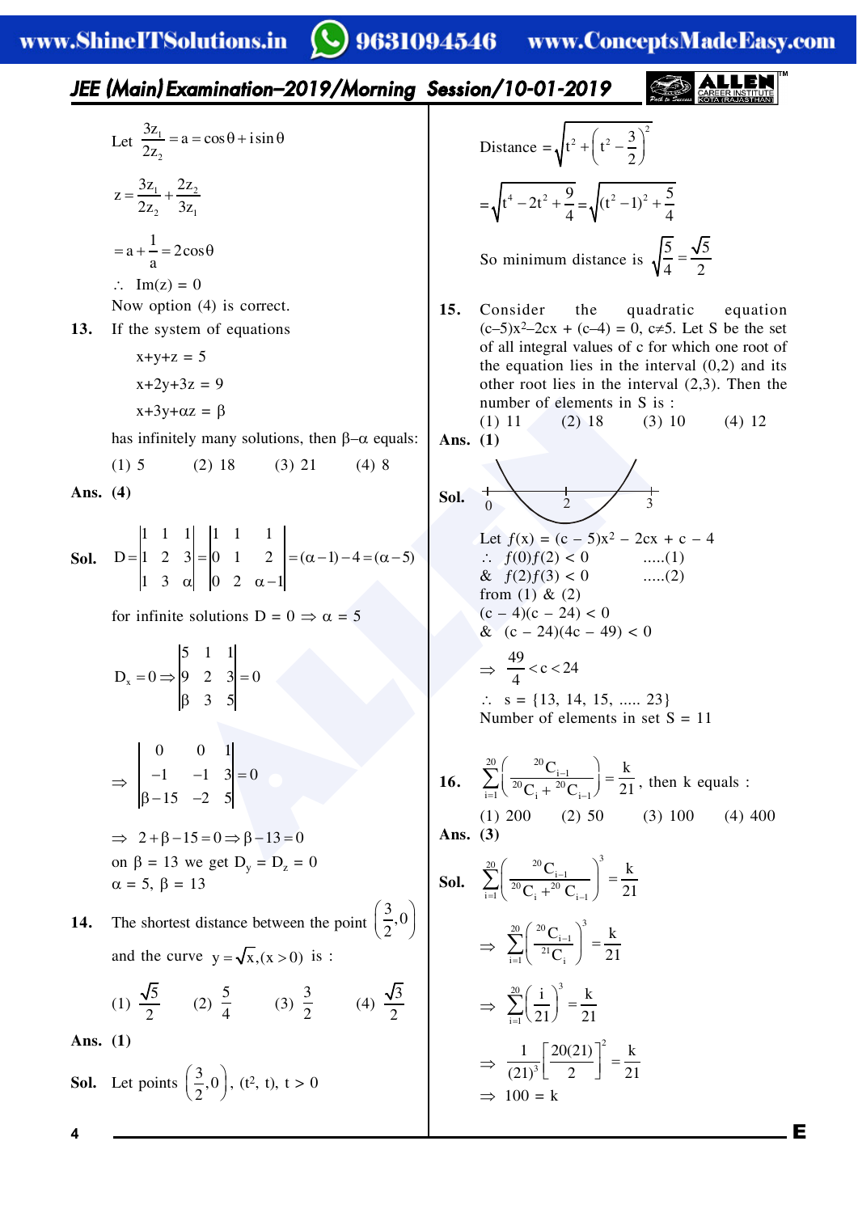Let $\frac{3z_1}{2z_2} = a = \cos\theta + i\sin\theta$

$z = \frac{3z_1}{2z_2} + \frac{2z_2}{3z_1}$

$= a + \frac{1}{a} = 2\cos\theta$

$\therefore$ Im(z) = 0

Now option (4) is correct.

**13.** If the system of equations

$x+y+z = 5$

$x+2y+3z = 9$

$x+3y+\alpha z = \beta$

has infinitely many solutions, then $\beta-\alpha$ equals:

(1) 5 (2) 18 (3) 21 (4) 8

**Ans. (4)**

**Sol.** $D = \begin{vmatrix} 1 & 1 & 1 \\ 1 & 2 & 3 \\ 1 & 3 & \alpha \end{vmatrix} = \begin{vmatrix} 1 & 1 & 1 \\ 0 & 1 & 2 \\ 0 & 2 & \alpha-1 \end{vmatrix} = (\alpha-1)-4 = (\alpha-5)$

for infinite solutions D = 0 $\Rightarrow \alpha = 5$

$D_x = 0 \Rightarrow \begin{vmatrix} 5 & 1 & 1 \\ 9 & 2 & 3 \\ \beta & 3 & 5 \end{vmatrix} = 0$

$\Rightarrow \begin{vmatrix} 0 & 0 & 1 \\ -1 & -1 & 3 \\ \beta-15 & -2 & 5 \end{vmatrix} = 0$

$\Rightarrow 2+\beta-15 = 0 \Rightarrow \beta - 13 = 0$

on $\beta = 13$ we get $D_y = D_z = 0$

$\alpha = 5$, $\beta = 13$

**14.** The shortest distance between the point $\left(\frac{3}{2}, 0\right)$ and the curve $y = \sqrt{x}, (x > 0)$ is :

(1) $\frac{\sqrt{5}}{2}$ (2) $\frac{5}{4}$ (3) $\frac{3}{2}$ (4) $\frac{\sqrt{3}}{2}$

**Ans. (1)**

**Sol.** Let points $\left(\frac{3}{2}, 0\right)$, $(t^2, t)$, $t > 0$

Distance $= \sqrt{t^2 + \left(t^2 - \frac{3}{2}\right)^2}$

$= \sqrt{t^4 - 2t^2 + \frac{9}{4}} = \sqrt{(t^2-1)^2 + \frac{5}{4}}$

So minimum distance is $\sqrt{\frac{5}{4}} = \frac{\sqrt{5}}{2}$

**15.** Consider the quadratic equation $(c-5)x^2-2cx + (c-4) = 0$, $c \neq 5$. Let S be the set of all integral values of c for which one root of the equation lies in the interval (0,2) and its other root lies in the interval (2,3). Then the number of elements in S is :

(1) 11 (2) 18 (3) 10 (4) 12

**Ans. (1)**

**Sol.**

Let $f(x) = (c-5)x^2 - 2cx + c - 4$

$\therefore$ $f(0)f(2) < 0$ .....(1)

& $f(2)f(3) < 0$ .....(2)

from (1) & (2)

$(c-4)(c-24) < 0$

& $(c-24)(4c-49) < 0$

$\Rightarrow \frac{49}{4} < c < 24$

$\therefore$ s = {13, 14, 15, ..... 23}

Number of elements in set S = 11

**16.** $\sum_{i=1}^{20}\left(\frac{{}^{20}C_{i-1}}{{}^{20}C_i + {}^{20}C_{i-1}}\right) = \frac{k}{21}$, then k equals :

(1) 200 (2) 50 (3) 100 (4) 400

**Ans. (3)**

**Sol.** $\sum_{i=1}^{20}\left(\frac{{}^{20}C_{i-1}}{{}^{20}C_i + {}^{20}C_{i-1}}\right)^3 = \frac{k}{21}$

$\Rightarrow \sum_{i=1}^{20}\left(\frac{{}^{20}C_{i-1}}{{}^{21}C_i}\right)^3 = \frac{k}{21}$

$\Rightarrow \sum_{i=1}^{20}\left(\frac{i}{21}\right)^3 = \frac{k}{21}$

$\Rightarrow \frac{1}{(21)^3}\left[\frac{20(21)}{2}\right]^2 = \frac{k}{21}$

$\Rightarrow 100 = k$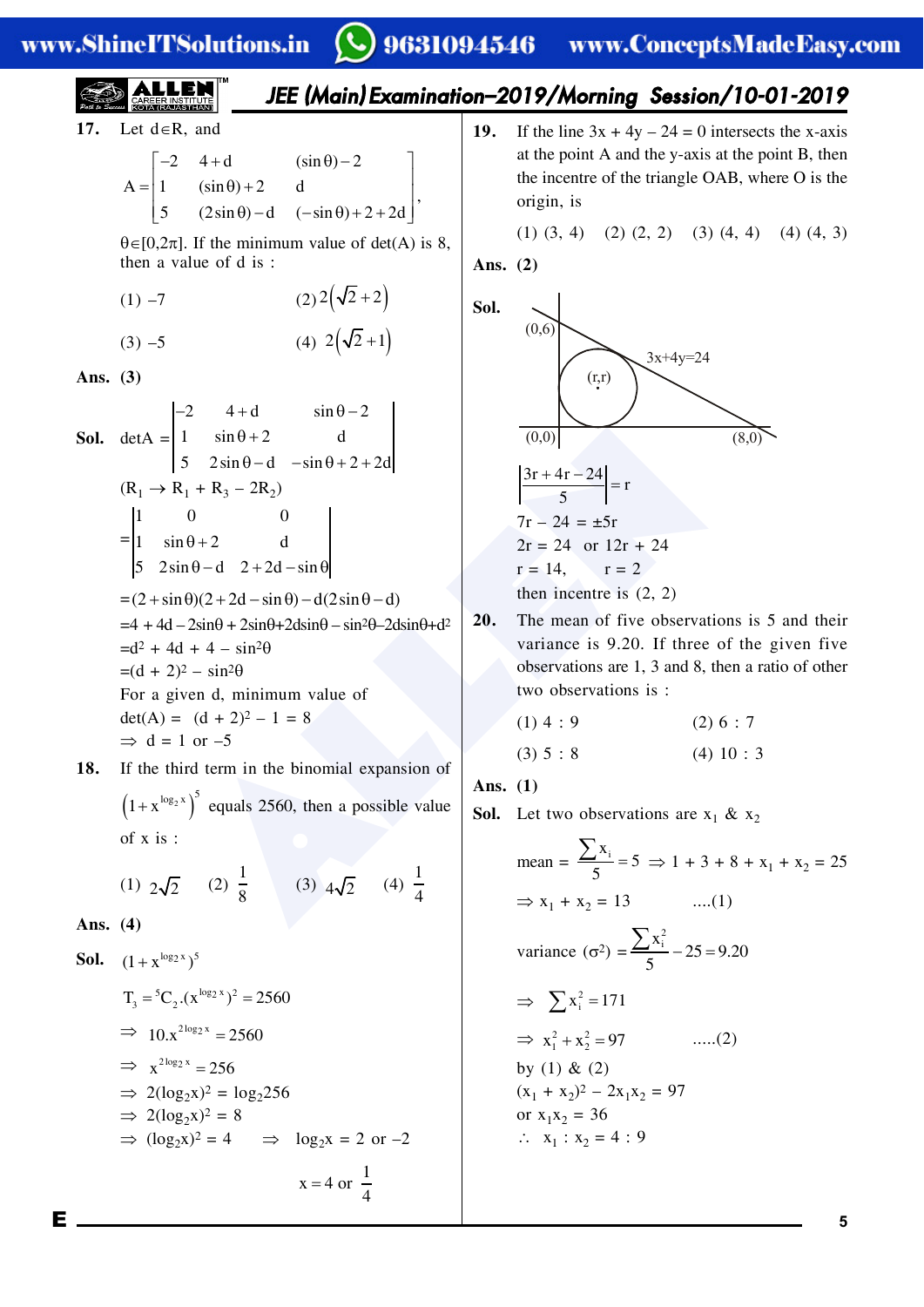**17.** Let d∈R, and

$$A = \begin{bmatrix} -2 & 4+d & (\sin\theta)-2 \\ 1 & (\sin\theta)+2 & d \\ 5 & (2\sin\theta)-d & (-\sin\theta)+2+2d \end{bmatrix},$$

$\theta\in[0,2\pi]$. If the minimum value of det(A) is 8, then a value of d is :

(1) –7 (2) $2(\sqrt{2}+2)$

(3) –5 (4) $2(\sqrt{2}+1)$

**Ans. (3)**

**Sol.** $\det A = \begin{vmatrix} -2 & 4+d & \sin\theta-2 \\ 1 & \sin\theta+2 & d \\ 5 & 2\sin\theta-d & -\sin\theta+2+2d \end{vmatrix}$

$(R_1 \to R_1 + R_3 - 2R_2)$

$= \begin{vmatrix} 1 & 0 & 0 \\ 1 & \sin\theta+2 & d \\ 5 & 2\sin\theta-d & 2+2d-\sin\theta \end{vmatrix}$

$=(2+\sin\theta)(2+2d-\sin\theta)-d(2\sin\theta-d)$

$=4+4d-2\sin\theta+2\sin\theta+2d\sin\theta-\sin^2\theta-2d\sin\theta+d^2$

$=d^2+4d+4-\sin^2\theta$

$=(d+2)^2-\sin^2\theta$

For a given d, minimum value of

$\det(A) = (d+2)^2 - 1 = 8$

$\Rightarrow$ d = 1 or –5

**18.** If the third term in the binomial expansion of $\left(1+x^{\log_2 x}\right)^5$ equals 2560, then a possible value of x is :

(1) $2\sqrt{2}$ (2) $\frac{1}{8}$ (3) $4\sqrt{2}$ (4) $\frac{1}{4}$

**Ans. (4)**

**Sol.** $(1+x^{\log_2 x})^5$

$T_3 = {}^5C_2.(x^{\log_2 x})^2 = 2560$

$\Rightarrow 10.x^{2\log_2 x} = 2560$

$\Rightarrow x^{2\log_2 x} = 256$

$\Rightarrow 2(\log_2 x)^2 = \log_2 256$

$\Rightarrow 2(\log_2 x)^2 = 8$

$\Rightarrow (\log_2 x)^2 = 4 \quad \Rightarrow \log_2 x = 2$ or $-2$

$x = 4$ or $\frac{1}{4}$

**19.** If the line 3x + 4y – 24 = 0 intersects the x-axis at the point A and the y-axis at the point B, then the incentre of the triangle OAB, where O is the origin, is

(1) (3, 4) (2) (2, 2) (3) (4, 4) (4) (4, 3)

**Ans. (2)**

**Sol.**

$\left|\frac{3r+4r-24}{5}\right| = r$

$7r - 24 = \pm 5r$

$2r = 24$ or $12r + 24$

$r = 14, \quad r = 2$

then incentre is (2, 2)

**20.** The mean of five observations is 5 and their variance is 9.20. If three of the given five observations are 1, 3 and 8, then a ratio of other two observations is :

(1) 4 : 9 (2) 6 : 7

(3) 5 : 8 (4) 10 : 3

**Ans. (1)**

**Sol.** Let two observations are $x_1$ & $x_2$

mean $= \frac{\sum x_i}{5} = 5 \Rightarrow 1 + 3 + 8 + x_1 + x_2 = 25$

$\Rightarrow x_1 + x_2 = 13$ .....(1)

variance $(\sigma^2) = \frac{\sum x_i^2}{5} - 25 = 9.20$

$\Rightarrow \sum x_i^2 = 171$

$\Rightarrow x_1^2 + x_2^2 = 97$ .....(2)

by (1) & (2)

$(x_1 + x_2)^2 - 2x_1x_2 = 97$

or $x_1x_2 = 36$

$\therefore x_1 : x_2 = 4 : 9$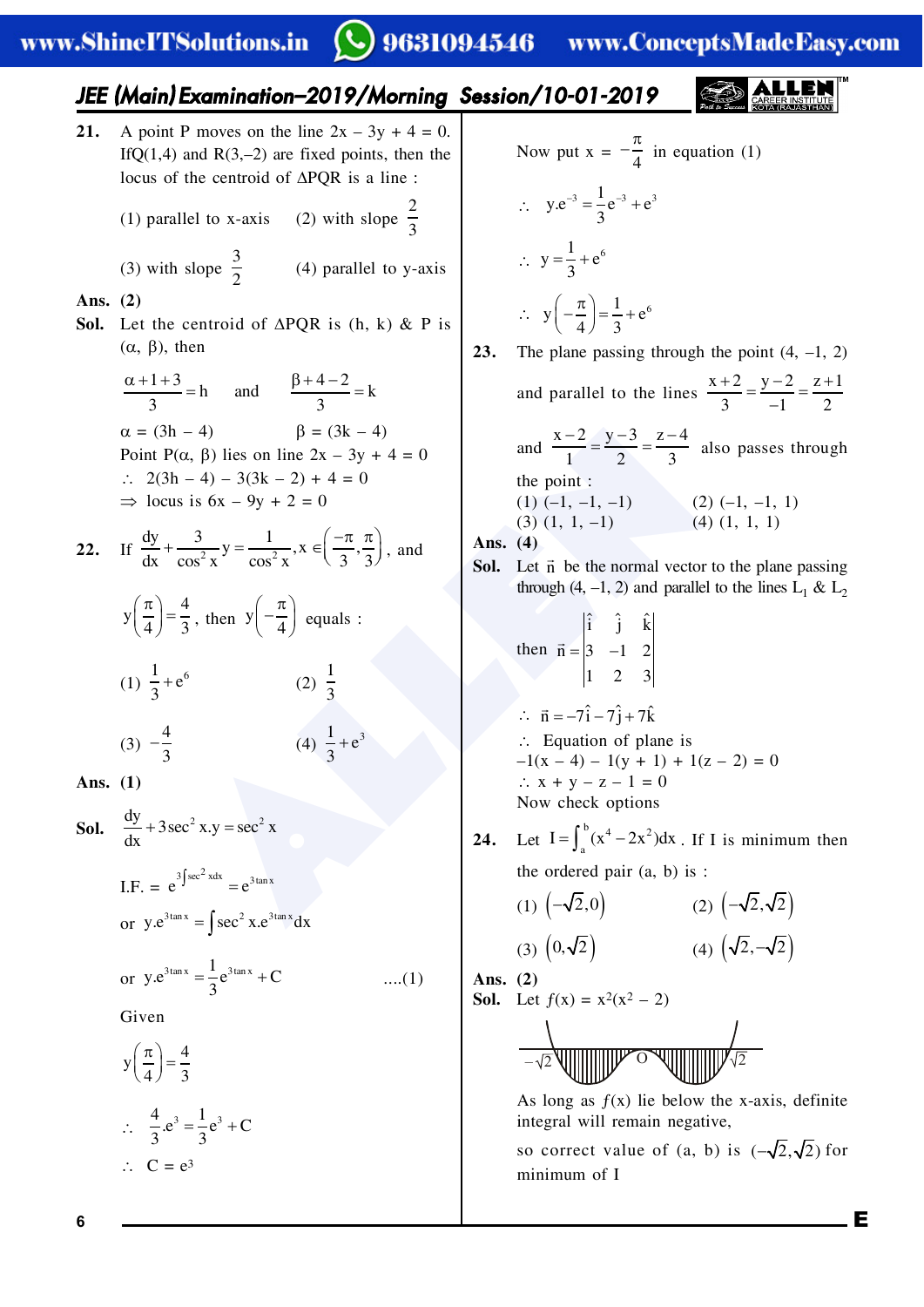**21.** A point P moves on the line 2x – 3y + 4 = 0. If Q(1,4) and R(3,–2) are fixed points, then the locus of the centroid of ΔPQR is a line :

(1) parallel to x-axis  (2) with slope $\frac{2}{3}$

(3) with slope $\frac{3}{2}$  (4) parallel to y-axis

**Ans. (2)**

**Sol.** Let the centroid of ΔPQR is (h, k) & P is (α, β), then

$$\frac{\alpha+1+3}{3}=h \quad \text{and} \quad \frac{\beta+4-2}{3}=k$$

α = (3h – 4)  β = (3k – 4)

Point P(α, β) lies on line 2x – 3y + 4 = 0

∴ 2(3h – 4) – 3(3k – 2) + 4 = 0

⇒ locus is 6x – 9y + 2 = 0

**22.** If $\frac{dy}{dx}+\frac{3}{\cos^2 x}y=\frac{1}{\cos^2 x}, x\in\left(\frac{-\pi}{3},\frac{\pi}{3}\right)$, and $y\left(\frac{\pi}{4}\right)=\frac{4}{3}$, then $y\left(-\frac{\pi}{4}\right)$ equals :

(1) $\frac{1}{3}+e^6$  (2) $\frac{1}{3}$

(3) $-\frac{4}{3}$  (4) $\frac{1}{3}+e^3$

**Ans. (1)**

**Sol.** $\frac{dy}{dx}+3\sec^2 x.y=\sec^2 x$

I.F. = $e^{3\int \sec^2 x dx}=e^{3\tan x}$

or $y.e^{3\tan x}=\int \sec^2 x.e^{3\tan x}dx$

or $y.e^{3\tan x}=\frac{1}{3}e^{3\tan x}+C$  ....(1)

Given

$y\left(\frac{\pi}{4}\right)=\frac{4}{3}$

∴ $\frac{4}{3}.e^3=\frac{1}{3}e^3+C$

∴ C = $e^3$

Now put x = $-\frac{\pi}{4}$ in equation (1)

∴ $y.e^{-3}=\frac{1}{3}e^{-3}+e^3$

∴ $y=\frac{1}{3}+e^6$

∴ $y\left(-\frac{\pi}{4}\right)=\frac{1}{3}+e^6$

**23.** The plane passing through the point (4, –1, 2) and parallel to the lines $\frac{x+2}{3}=\frac{y-2}{-1}=\frac{z+1}{2}$ and $\frac{x-2}{1}=\frac{y-3}{2}=\frac{z-4}{3}$ also passes through the point :

(1) (–1, –1, –1)  (2) (–1, –1, 1)

(3) (1, 1, –1)  (4) (1, 1, 1)

**Ans. (4)**

**Sol.** Let $\vec{n}$ be the normal vector to the plane passing through (4, –1, 2) and parallel to the lines $L_1$ & $L_2$

then $\vec{n}=\begin{vmatrix}\hat{i} & \hat{j} & \hat{k}\\ 3 & -1 & 2\\ 1 & 2 & 3\end{vmatrix}$

∴ $\vec{n}=-7\hat{i}-7\hat{j}+7\hat{k}$

∴ Equation of plane is

–1(x – 4) – 1(y + 1) + 1(z – 2) = 0

∴ x + y – z – 1 = 0

Now check options

**24.** Let $I=\int_a^b (x^4-2x^2)dx$. If I is minimum then the ordered pair (a, b) is :

(1) $(-\sqrt{2},0)$  (2) $(-\sqrt{2},\sqrt{2})$

(3) $(0,\sqrt{2})$  (4) $(\sqrt{2},-\sqrt{2})$

**Ans. (2)**

**Sol.** Let $f(x) = x^2(x^2 - 2)$

As long as $f(x)$ lie below the x-axis, definite integral will remain negative,

so correct value of (a, b) is $(-\sqrt{2},\sqrt{2})$ for minimum of I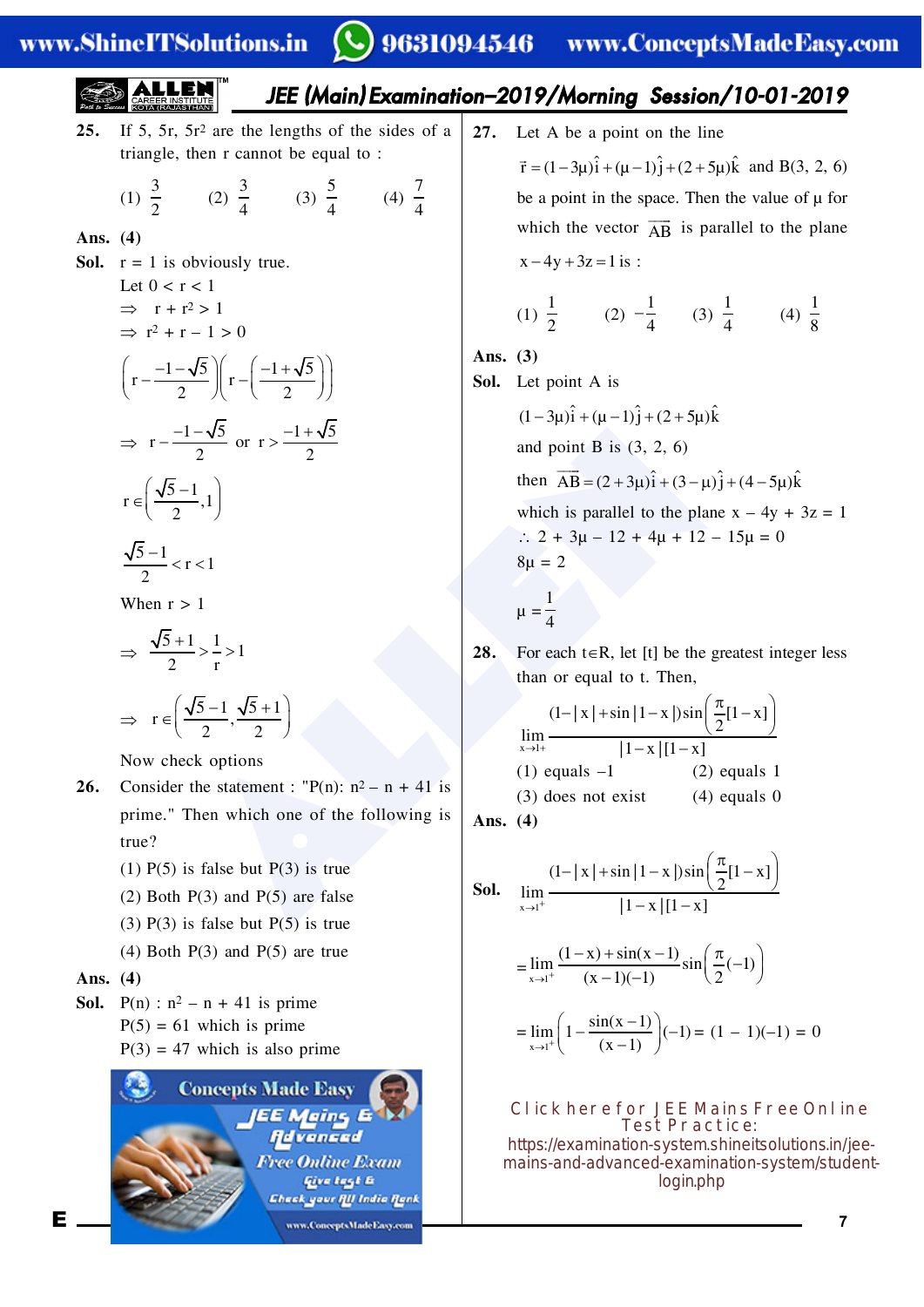**25.** If 5, 5r, 5r² are the lengths of the sides of a triangle, then r cannot be equal to :

(1) $\frac{3}{2}$ (2) $\frac{3}{4}$ (3) $\frac{5}{4}$ (4) $\frac{7}{4}$

**Ans. (4)**

**Sol.** r = 1 is obviously true.

Let 0 < r < 1

$\Rightarrow$ $r + r^2 > 1$

$\Rightarrow$ $r^2 + r - 1 > 0$

$$\left(r - \frac{-1-\sqrt{5}}{2}\right)\left(r - \left(\frac{-1+\sqrt{5}}{2}\right)\right)$$

$$\Rightarrow r - \frac{-1-\sqrt{5}}{2} \text{ or } r > \frac{-1+\sqrt{5}}{2}$$

$$r \in \left(\frac{\sqrt{5}-1}{2}, 1\right)$$

$$\frac{\sqrt{5}-1}{2} < r < 1$$

When r > 1

$$\Rightarrow \frac{\sqrt{5}+1}{2} > \frac{1}{r} > 1$$

$$\Rightarrow r \in \left(\frac{\sqrt{5}-1}{2}, \frac{\sqrt{5}+1}{2}\right)$$

Now check options

**26.** Consider the statement : "P(n): $n^2 - n + 41$ is prime." Then which one of the following is true?

(1) P(5) is false but P(3) is true

(2) Both P(3) and P(5) are false

(3) P(3) is false but P(5) is true

(4) Both P(3) and P(5) are true

**Ans. (4)**

**Sol.** P(n) : $n^2 - n + 41$ is prime

P(5) = 61 which is prime

P(3) = 47 which is also prime

**27.** Let A be a point on the line

$\vec{r} = (1-3\mu)\hat{i} + (\mu - 1)\hat{j} + (2+5\mu)\hat{k}$ and B(3, 2, 6) be a point in the space. Then the value of μ for which the vector $\overrightarrow{AB}$ is parallel to the plane $x - 4y + 3z = 1$ is :

(1) $\frac{1}{2}$ (2) $-\frac{1}{4}$ (3) $\frac{1}{4}$ (4) $\frac{1}{8}$

**Ans. (3)**

**Sol.** Let point A is

$(1-3\mu)\hat{i} + (\mu - 1)\hat{j} + (2+5\mu)\hat{k}$

and point B is (3, 2, 6)

then $\overrightarrow{AB} = (2+3\mu)\hat{i} + (3-\mu)\hat{j} + (4-5\mu)\hat{k}$

which is parallel to the plane x – 4y + 3z = 1

$\therefore$ 2 + 3μ – 12 + 4μ + 12 – 15μ = 0

8μ = 2

$\mu = \frac{1}{4}$

**28.** For each t∈R, let [t] be the greatest integer less than or equal to t. Then,

$$\lim_{x\to 1+} \frac{(1-|x| + \sin|1-x|)\sin\left(\frac{\pi}{2}[1-x]\right)}{|1-x|[1-x]}$$

(1) equals –1 (2) equals 1

(3) does not exist (4) equals 0

**Ans. (4)**

**Sol.** $$\lim_{x\to 1^+} \frac{(1-|x| + \sin|1-x|)\sin\left(\frac{\pi}{2}[1-x]\right)}{|1-x|[1-x]}$$

$$= \lim_{x\to 1^+} \frac{(1-x) + \sin(x-1)}{(x-1)(-1)} \sin\left(\frac{\pi}{2}(-1)\right)$$

$$= \lim_{x\to 1^+} \left(1 - \frac{\sin(x-1)}{(x-1)}\right)(-1) = (1-1)(-1) = 0$$

Click here for JEE Mains Free Online Test Practice:
https://examination-system.shineitsolutions.in/jee-mains-and-advanced-examination-system/student-login.php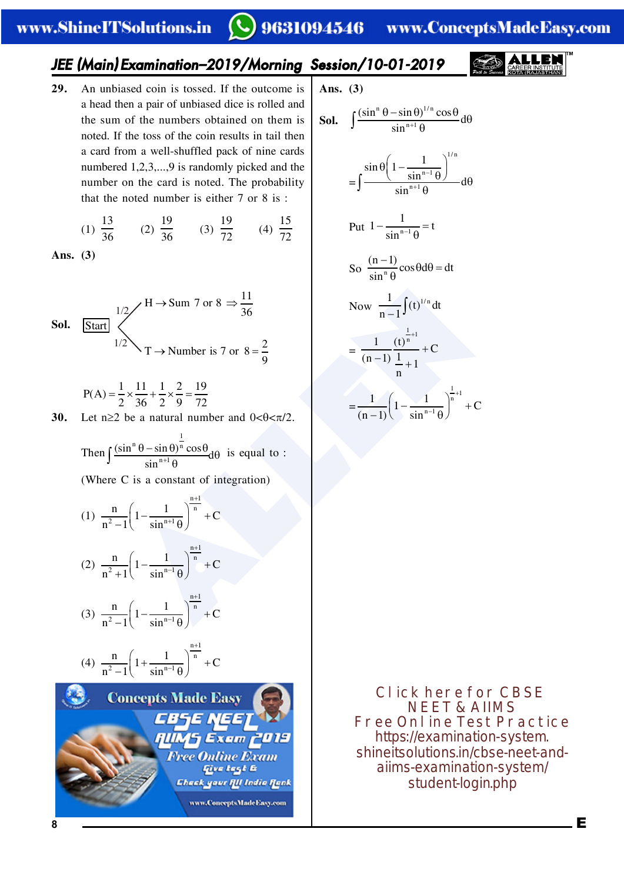**29.** An unbiased coin is tossed. If the outcome is a head then a pair of unbiased dice is rolled and the sum of the numbers obtained on them is noted. If the toss of the coin results in tail then a card from a well-shuffled pack of nine cards numbered 1,2,3,...,9 is randomly picked and the number on the card is noted. The probability that the noted number is either 7 or 8 is :

(1) $\frac{13}{36}$ (2) $\frac{19}{36}$ (3) $\frac{19}{72}$ (4) $\frac{15}{72}$

**Ans. (3)**

**Sol.**

Start → (1/2) H → Sum 7 or 8 ⇒ $\frac{11}{36}$

Start → (1/2) T → Number is 7 or 8 = $\frac{2}{9}$

$$P(A) = \frac{1}{2}\times\frac{11}{36} + \frac{1}{2}\times\frac{2}{9} = \frac{19}{72}$$

**30.** Let $n \ge 2$ be a natural number and $0 < \theta < \pi/2$.

Then $\int \frac{(\sin^n\theta - \sin\theta)^{\frac{1}{n}}\cos\theta}{\sin^{n+1}\theta}d\theta$ is equal to :

(Where C is a constant of integration)

(1) $\frac{n}{n^2-1}\left(1-\frac{1}{\sin^{n+1}\theta}\right)^{\frac{n+1}{n}} + C$

(2) $\frac{n}{n^2+1}\left(1-\frac{1}{\sin^{n-1}\theta}\right)^{\frac{n+1}{n}} + C$

(3) $\frac{n}{n^2-1}\left(1-\frac{1}{\sin^{n-1}\theta}\right)^{\frac{n+1}{n}} + C$

(4) $\frac{n}{n^2-1}\left(1+\frac{1}{\sin^{n-1}\theta}\right)^{\frac{n+1}{n}} + C$

**Ans. (3)**

**Sol.** $\int \frac{(\sin^n\theta - \sin\theta)^{1/n}\cos\theta}{\sin^{n+1}\theta}d\theta$

$$= \int \frac{\sin\theta\left(1-\frac{1}{\sin^{n-1}\theta}\right)^{1/n}}{\sin^{n+1}\theta}d\theta$$

Put $1 - \frac{1}{\sin^{n-1}\theta} = t$

So $\frac{(n-1)}{\sin^n\theta}\cos\theta d\theta = dt$

Now $\frac{1}{n-1}\int (t)^{1/n}dt$

$$= \frac{1}{(n-1)}\frac{(t)^{\frac{1}{n}+1}}{\frac{1}{n}+1} + C$$

$$= \frac{1}{(n-1)}\left(1-\frac{1}{\sin^{n-1}\theta}\right)^{\frac{1}{n}+1} + C$$

Click here for CBSE NEET & AIIMS Free Online Test Practice https://examination-system.shineitsolutions.in/cbse-neet-and-aiims-examination-system/student-login.php